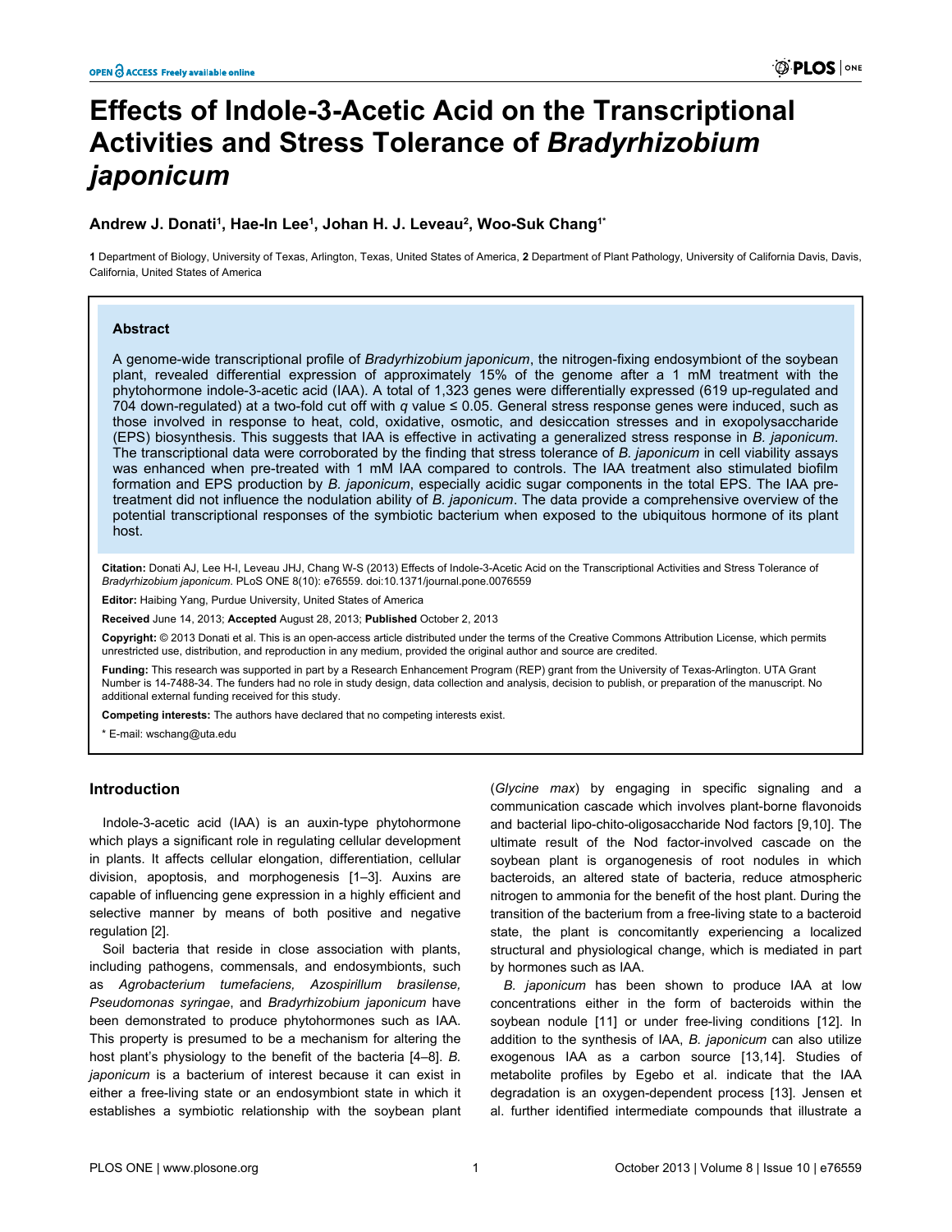# Effects of Indole-3-Acetic Acid on the Transcriptional Activities and Stress Tolerance of *Bradyrhizobium japonicum*

**Andrew J. Donati[1], Hae-In Lee[1], Johan H. J. Leveau[2], Woo-Suk Chang[1*]**

**1** Department of Biology, University of Texas, Arlington, Texas, United States of America, **2** Department of Plant Pathology, University of California Davis, Davis, California, United States of America

## Abstract

A genome-wide transcriptional profile of *Bradyrhizobium japonicum*, the nitrogen-fixing endosymbiont of the soybean plant, revealed differential expression of approximately 15% of the genome after a 1 mM treatment with the phytohormone indole-3-acetic acid (IAA). A total of 1,323 genes were differentially expressed (619 up-regulated and 704 down-regulated) at a two-fold cut off with *q* value ≤ 0.05. General stress response genes were induced, such as those involved in response to heat, cold, oxidative, osmotic, and desiccation stresses and in exopolysaccharide (EPS) biosynthesis. This suggests that IAA is effective in activating a generalized stress response in *B. japonicum*. The transcriptional data were corroborated by the finding that stress tolerance of *B. japonicum* in cell viability assays was enhanced when pre-treated with 1 mM IAA compared to controls. The IAA treatment also stimulated biofilm formation and EPS production by *B. japonicum*, especially acidic sugar components in the total EPS. The IAA pre-treatment did not influence the nodulation ability of *B. japonicum*. The data provide a comprehensive overview of the potential transcriptional responses of the symbiotic bacterium when exposed to the ubiquitous hormone of its plant host.

**Citation:** Donati AJ, Lee H-I, Leveau JHJ, Chang W-S (2013) Effects of Indole-3-Acetic Acid on the Transcriptional Activities and Stress Tolerance of *Bradyrhizobium japonicum*. PLoS ONE 8(10): e76559. doi:10.1371/journal.pone.0076559

**Editor:** Haibing Yang, Purdue University, United States of America

**Received** June 14, 2013; **Accepted** August 28, 2013; **Published** October 2, 2013

**Copyright:** © 2013 Donati et al. This is an open-access article distributed under the terms of the Creative Commons Attribution License, which permits unrestricted use, distribution, and reproduction in any medium, provided the original author and source are credited.

**Funding:** This research was supported in part by a Research Enhancement Program (REP) grant from the University of Texas-Arlington. UTA Grant Number is 14-7488-34. The funders had no role in study design, data collection and analysis, decision to publish, or preparation of the manuscript. No additional external funding received for this study.

**Competing interests:** The authors have declared that no competing interests exist.

\* E-mail: wschang@uta.edu

## Introduction

Indole-3-acetic acid (IAA) is an auxin-type phytohormone which plays a significant role in regulating cellular development in plants. It affects cellular elongation, differentiation, cellular division, apoptosis, and morphogenesis [1–3]. Auxins are capable of influencing gene expression in a highly efficient and selective manner by means of both positive and negative regulation [2].

Soil bacteria that reside in close association with plants, including pathogens, commensals, and endosymbionts, such as *Agrobacterium tumefaciens, Azospirillum brasilense, Pseudomonas syringae*, and *Bradyrhizobium japonicum* have been demonstrated to produce phytohormones such as IAA. This property is presumed to be a mechanism for altering the host plant's physiology to the benefit of the bacteria [4–8]. *B. japonicum* is a bacterium of interest because it can exist in either a free-living state or an endosymbiont state in which it establishes a symbiotic relationship with the soybean plant (*Glycine max*) by engaging in specific signaling and a communication cascade which involves plant-borne flavonoids and bacterial lipo-chito-oligosaccharide Nod factors [9,10]. The ultimate result of the Nod factor-involved cascade on the soybean plant is organogenesis of root nodules in which bacteroids, an altered state of bacteria, reduce atmospheric nitrogen to ammonia for the benefit of the host plant. During the transition of the bacterium from a free-living state to a bacteroid state, the plant is concomitantly experiencing a localized structural and physiological change, which is mediated in part by hormones such as IAA.

*B. japonicum* has been shown to produce IAA at low concentrations either in the form of bacteroids within the soybean nodule [11] or under free-living conditions [12]. In addition to the synthesis of IAA, *B. japonicum* can also utilize exogenous IAA as a carbon source [13,14]. Studies of metabolite profiles by Egebo et al. indicate that the IAA degradation is an oxygen-dependent process [13]. Jensen et al. further identified intermediate compounds that illustrate a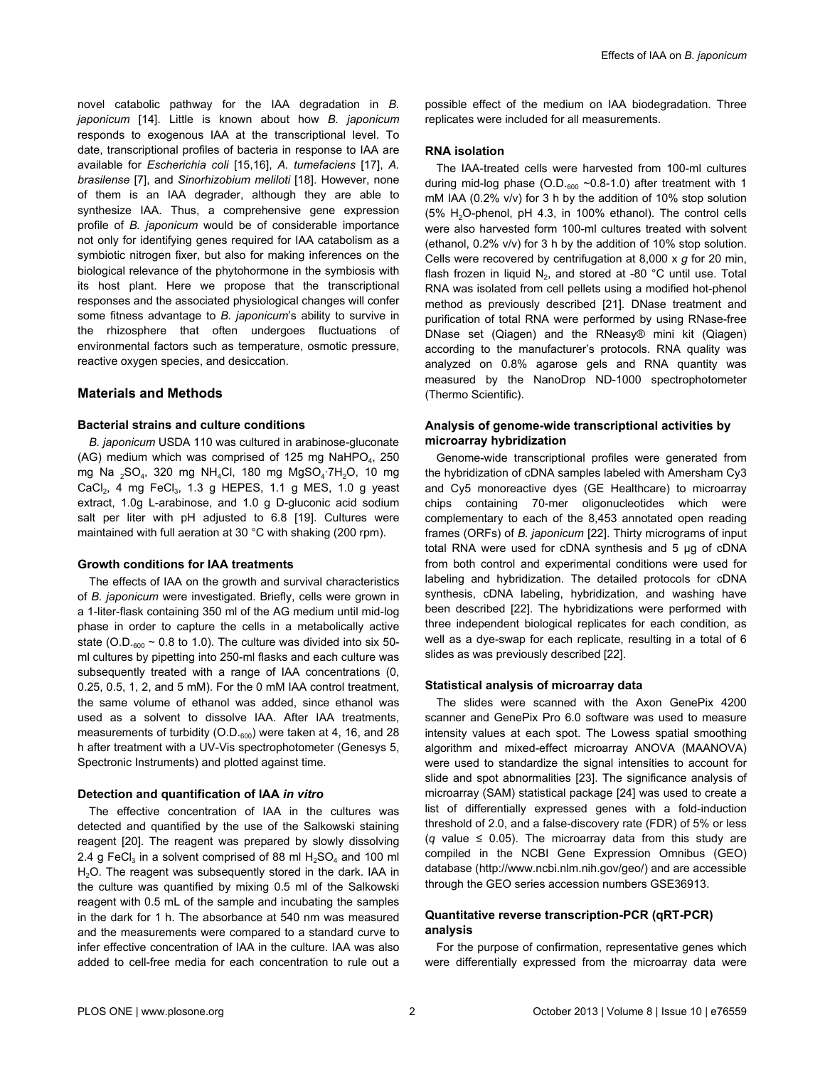novel catabolic pathway for the IAA degradation in *B. japonicum* [14]. Little is known about how *B. japonicum* responds to exogenous IAA at the transcriptional level. To date, transcriptional profiles of bacteria in response to IAA are available for *Escherichia coli* [15,16], *A. tumefaciens* [17], *A. brasilense* [7], and *Sinorhizobium meliloti* [18]. However, none of them is an IAA degrader, although they are able to synthesize IAA. Thus, a comprehensive gene expression profile of *B. japonicum* would be of considerable importance not only for identifying genes required for IAA catabolism as a symbiotic nitrogen fixer, but also for making inferences on the biological relevance of the phytohormone in the symbiosis with its host plant. Here we propose that the transcriptional responses and the associated physiological changes will confer some fitness advantage to *B. japonicum*'s ability to survive in the rhizosphere that often undergoes fluctuations of environmental factors such as temperature, osmotic pressure, reactive oxygen species, and desiccation.

## Materials and Methods

### Bacterial strains and culture conditions

*B. japonicum* USDA 110 was cultured in arabinose-gluconate (AG) medium which was comprised of 125 mg $NaHPO_4$, 250 mg $Na_2SO_4$, 320 mg $NH_4Cl$, 180 mg $MgSO_4 \cdot 7H_2O$, 10 mg $CaCl_2$, 4 mg $FeCl_3$, 1.3 g HEPES, 1.1 g MES, 1.0 g yeast extract, 1.0g L-arabinose, and 1.0 g D-gluconic acid sodium salt per liter with pH adjusted to 6.8 [19]. Cultures were maintained with full aeration at 30 °C with shaking (200 rpm).

### Growth conditions for IAA treatments

The effects of IAA on the growth and survival characteristics of *B. japonicum* were investigated. Briefly, cells were grown in a 1-liter-flask containing 350 ml of the AG medium until mid-log phase in order to capture the cells in a metabolically active state ($O.D._{600}$ ~ 0.8 to 1.0). The culture was divided into six 50-ml cultures by pipetting into 250-ml flasks and each culture was subsequently treated with a range of IAA concentrations (0, 0.25, 0.5, 1, 2, and 5 mM). For the 0 mM IAA control treatment, the same volume of ethanol was added, since ethanol was used as a solvent to dissolve IAA. After IAA treatments, measurements of turbidity ($O.D._{600}$) were taken at 4, 16, and 28 h after treatment with a UV-Vis spectrophotometer (Genesys 5, Spectronic Instruments) and plotted against time.

### Detection and quantification of IAA *in vitro*

The effective concentration of IAA in the cultures was detected and quantified by the use of the Salkowski staining reagent [20]. The reagent was prepared by slowly dissolving 2.4 g $FeCl_3$ in a solvent comprised of 88 ml $H_2SO_4$ and 100 ml $H_2O$. The reagent was subsequently stored in the dark. IAA in the culture was quantified by mixing 0.5 ml of the Salkowski reagent with 0.5 mL of the sample and incubating the samples in the dark for 1 h. The absorbance at 540 nm was measured and the measurements were compared to a standard curve to infer effective concentration of IAA in the culture. IAA was also added to cell-free media for each concentration to rule out a possible effect of the medium on IAA biodegradation. Three replicates were included for all measurements.

### RNA isolation

The IAA-treated cells were harvested from 100-ml cultures during mid-log phase ($O.D._{600}$ ~0.8-1.0) after treatment with 1 mM IAA (0.2% v/v) for 3 h by the addition of 10% stop solution (5% $H_2O$-phenol, pH 4.3, in 100% ethanol). The control cells were also harvested form 100-ml cultures treated with solvent (ethanol, 0.2% v/v) for 3 h by the addition of 10% stop solution. Cells were recovered by centrifugation at 8,000 x *g* for 20 min, flash frozen in liquid $N_2$, and stored at -80 °C until use. Total RNA was isolated from cell pellets using a modified hot-phenol method as previously described [21]. DNase treatment and purification of total RNA were performed by using RNase-free DNase set (Qiagen) and the RNeasy® mini kit (Qiagen) according to the manufacturer's protocols. RNA quality was analyzed on 0.8% agarose gels and RNA quantity was measured by the NanoDrop ND-1000 spectrophotometer (Thermo Scientific).

### Analysis of genome-wide transcriptional activities by microarray hybridization

Genome-wide transcriptional profiles were generated from the hybridization of cDNA samples labeled with Amersham Cy3 and Cy5 monoreactive dyes (GE Healthcare) to microarray chips containing 70-mer oligonucleotides which were complementary to each of the 8,453 annotated open reading frames (ORFs) of *B. japonicum* [22]. Thirty micrograms of input total RNA were used for cDNA synthesis and 5 µg of cDNA from both control and experimental conditions were used for labeling and hybridization. The detailed protocols for cDNA synthesis, cDNA labeling, hybridization, and washing have been described [22]. The hybridizations were performed with three independent biological replicates for each condition, as well as a dye-swap for each replicate, resulting in a total of 6 slides as was previously described [22].

### Statistical analysis of microarray data

The slides were scanned with the Axon GenePix 4200 scanner and GenePix Pro 6.0 software was used to measure intensity values at each spot. The Lowess spatial smoothing algorithm and mixed-effect microarray ANOVA (MAANOVA) were used to standardize the signal intensities to account for slide and spot abnormalities [23]. The significance analysis of microarray (SAM) statistical package [24] was used to create a list of differentially expressed genes with a fold-induction threshold of 2.0, and a false-discovery rate (FDR) of 5% or less ($q$ value $\leq$ 0.05). The microarray data from this study are compiled in the NCBI Gene Expression Omnibus (GEO) database (http://www.ncbi.nlm.nih.gov/geo/) and are accessible through the GEO series accession numbers GSE36913.

### Quantitative reverse transcription-PCR (qRT-PCR) analysis

For the purpose of confirmation, representative genes which were differentially expressed from the microarray data were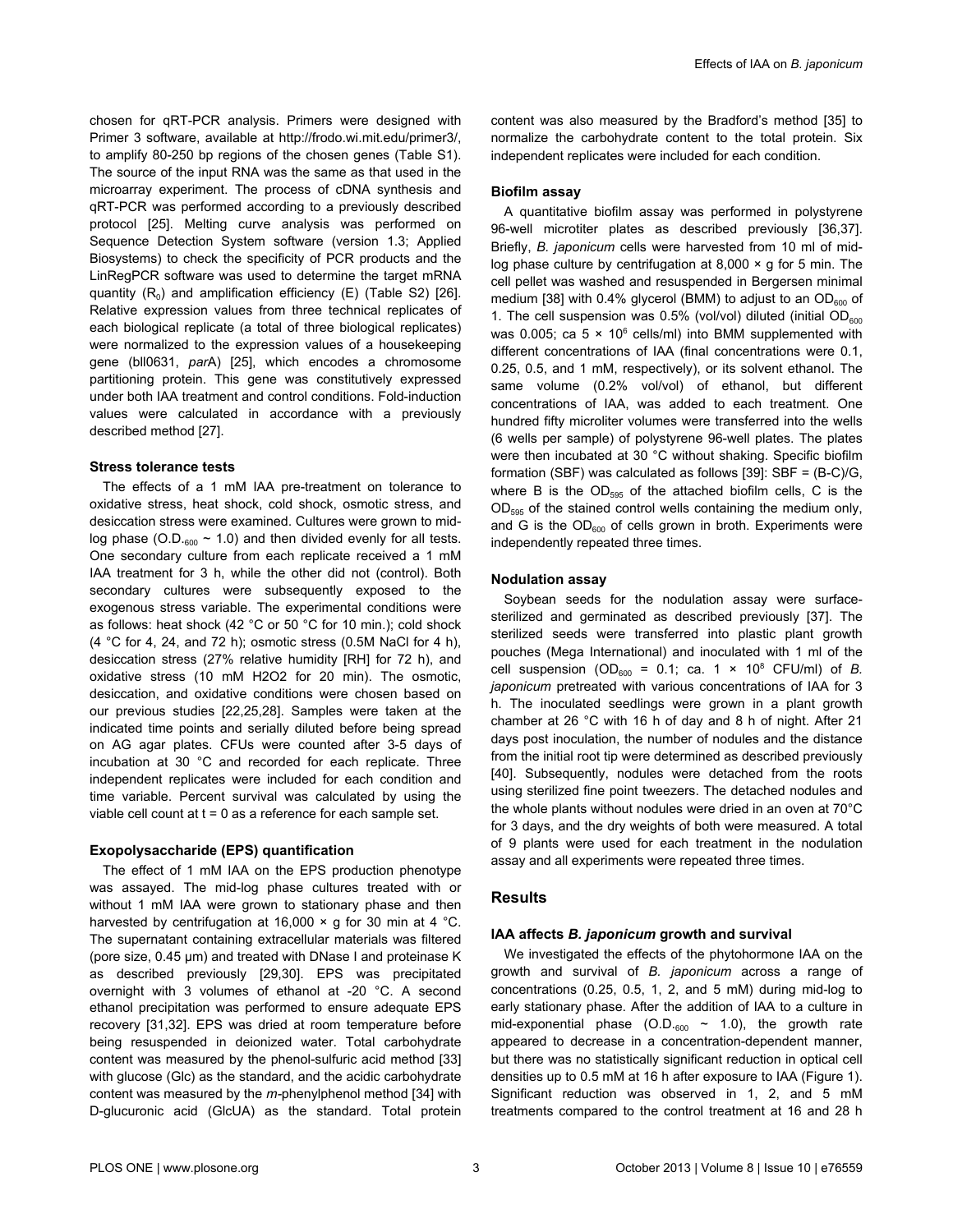chosen for qRT-PCR analysis. Primers were designed with Primer 3 software, available at http://frodo.wi.mit.edu/primer3/, to amplify 80-250 bp regions of the chosen genes (Table S1). The source of the input RNA was the same as that used in the microarray experiment. The process of cDNA synthesis and qRT-PCR was performed according to a previously described protocol [25]. Melting curve analysis was performed on Sequence Detection System software (version 1.3; Applied Biosystems) to check the specificity of PCR products and the LinRegPCR software was used to determine the target mRNA quantity ($R_0$) and amplification efficiency (E) (Table S2) [26]. Relative expression values from three technical replicates of each biological replicate (a total of three biological replicates) were normalized to the expression values of a housekeeping gene (bll0631, *par*A) [25], which encodes a chromosome partitioning protein. This gene was constitutively expressed under both IAA treatment and control conditions. Fold-induction values were calculated in accordance with a previously described method [27].

### Stress tolerance tests

The effects of a 1 mM IAA pre-treatment on tolerance to oxidative stress, heat shock, cold shock, osmotic stress, and desiccation stress were examined. Cultures were grown to mid-log phase (O.D.$_{600}$ ~ 1.0) and then divided evenly for all tests. One secondary culture from each replicate received a 1 mM IAA treatment for 3 h, while the other did not (control). Both secondary cultures were subsequently exposed to the exogenous stress variable. The experimental conditions were as follows: heat shock (42 °C or 50 °C for 10 min.); cold shock (4 °C for 4, 24, and 72 h); osmotic stress (0.5M NaCl for 4 h), desiccation stress (27% relative humidity [RH] for 72 h), and oxidative stress (10 mM $H_2O_2$ for 20 min). The osmotic, desiccation, and oxidative conditions were chosen based on our previous studies [22,25,28]. Samples were taken at the indicated time points and serially diluted before being spread on AG agar plates. CFUs were counted after 3-5 days of incubation at 30 °C and recorded for each replicate. Three independent replicates were included for each condition and time variable. Percent survival was calculated by using the viable cell count at t = 0 as a reference for each sample set.

### Exopolysaccharide (EPS) quantification

The effect of 1 mM IAA on the EPS production phenotype was assayed. The mid-log phase cultures treated with or without 1 mM IAA were grown to stationary phase and then harvested by centrifugation at 16,000 × g for 30 min at 4 °C. The supernatant containing extracellular materials was filtered (pore size, 0.45 μm) and treated with DNase I and proteinase K as described previously [29,30]. EPS was precipitated overnight with 3 volumes of ethanol at -20 °C. A second ethanol precipitation was performed to ensure adequate EPS recovery [31,32]. EPS was dried at room temperature before being resuspended in deionized water. Total carbohydrate content was measured by the phenol-sulfuric acid method [33] with glucose (Glc) as the standard, and the acidic carbohydrate content was measured by the *m*-phenylphenol method [34] with D-glucuronic acid (GlcUA) as the standard. Total protein content was also measured by the Bradford's method [35] to normalize the carbohydrate content to the total protein. Six independent replicates were included for each condition.

### Biofilm assay

A quantitative biofilm assay was performed in polystyrene 96-well microtiter plates as described previously [36,37]. Briefly, *B. japonicum* cells were harvested from 10 ml of mid-log phase culture by centrifugation at 8,000 × g for 5 min. The cell pellet was washed and resuspended in Bergersen minimal medium [38] with 0.4% glycerol (BMM) to adjust to an OD$_{600}$ of 1. The cell suspension was 0.5% (vol/vol) diluted (initial OD$_{600}$ was 0.005; ca 5 × $10^6$ cells/ml) into BMM supplemented with different concentrations of IAA (final concentrations were 0.1, 0.25, 0.5, and 1 mM, respectively), or its solvent ethanol. The same volume (0.2% vol/vol) of ethanol, but different concentrations of IAA, was added to each treatment. One hundred fifty microliter volumes were transferred into the wells (6 wells per sample) of polystyrene 96-well plates. The plates were then incubated at 30 °C without shaking. Specific biofilm formation (SBF) was calculated as follows [39]: SBF = (B-C)/G, where B is the OD$_{595}$ of the attached biofilm cells, C is the OD$_{595}$ of the stained control wells containing the medium only, and G is the OD$_{600}$ of cells grown in broth. Experiments were independently repeated three times.

### Nodulation assay

Soybean seeds for the nodulation assay were surface-sterilized and germinated as described previously [37]. The sterilized seeds were transferred into plastic plant growth pouches (Mega International) and inoculated with 1 ml of the cell suspension (OD$_{600}$ = 0.1; ca. 1 × $10^8$ CFU/ml) of *B. japonicum* pretreated with various concentrations of IAA for 3 h. The inoculated seedlings were grown in a plant growth chamber at 26 °C with 16 h of day and 8 h of night. After 21 days post inoculation, the number of nodules and the distance from the initial root tip were determined as described previously [40]. Subsequently, nodules were detached from the roots using sterilized fine point tweezers. The detached nodules and the whole plants without nodules were dried in an oven at 70°C for 3 days, and the dry weights of both were measured. A total of 9 plants were used for each treatment in the nodulation assay and all experiments were repeated three times.

## Results

### IAA affects *B. japonicum* growth and survival

We investigated the effects of the phytohormone IAA on the growth and survival of *B. japonicum* across a range of concentrations (0.25, 0.5, 1, 2, and 5 mM) during mid-log to early stationary phase. After the addition of IAA to a culture in mid-exponential phase (O.D.$_{600}$ ~ 1.0), the growth rate appeared to decrease in a concentration-dependent manner, but there was no statistically significant reduction in optical cell densities up to 0.5 mM at 16 h after exposure to IAA (Figure 1). Significant reduction was observed in 1, 2, and 5 mM treatments compared to the control treatment at 16 and 28 h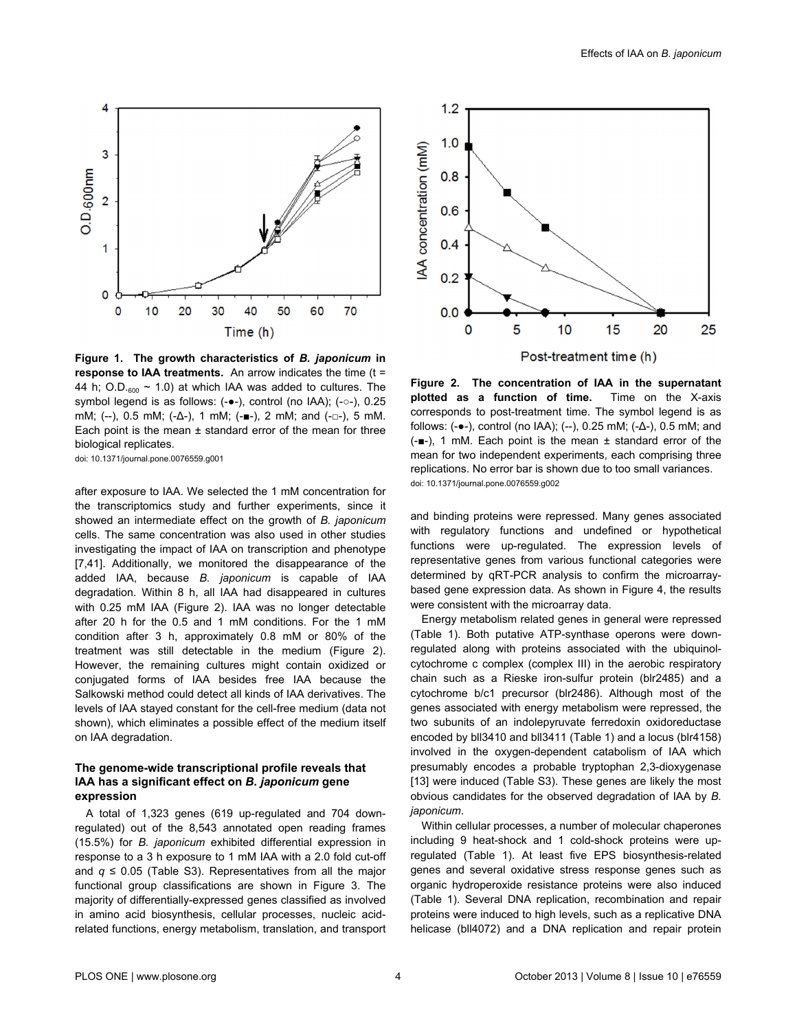**Figure 1. The growth characteristics of *B. japonicum* in response to IAA treatments.** An arrow indicates the time (t = 44 h; $O.D._{600}$ ~ 1.0) at which IAA was added to cultures. The symbol legend is as follows: (-●-), control (no IAA); (-○-), 0.25 mM; (--), 0.5 mM; (-Δ-), 1 mM; (-■-), 2 mM; and (-□-), 5 mM. Each point is the mean ± standard error of the mean for three biological replicates.

doi: 10.1371/journal.pone.0076559.g001

**Figure 2. The concentration of IAA in the supernatant plotted as a function of time.** Time on the X-axis corresponds to post-treatment time. The symbol legend is as follows: (-●-), control (no IAA); (--), 0.25 mM; (-Δ-), 0.5 mM; and (-■-), 1 mM. Each point is the mean ± standard error of the mean for two independent experiments, each comprising three replications. No error bar is shown due to too small variances.

doi: 10.1371/journal.pone.0076559.g002

after exposure to IAA. We selected the 1 mM concentration for the transcriptomics study and further experiments, since it showed an intermediate effect on the growth of *B. japonicum* cells. The same concentration was also used in other studies investigating the impact of IAA on transcription and phenotype [7,41]. Additionally, we monitored the disappearance of the added IAA, because *B. japonicum* is capable of IAA degradation. Within 8 h, all IAA had disappeared in cultures with 0.25 mM IAA (Figure 2). IAA was no longer detectable after 20 h for the 0.5 and 1 mM conditions. For the 1 mM condition after 3 h, approximately 0.8 mM or 80% of the treatment was still detectable in the medium (Figure 2). However, the remaining cultures might contain oxidized or conjugated forms of IAA besides free IAA because the Salkowski method could detect all kinds of IAA derivatives. The levels of IAA stayed constant for the cell-free medium (data not shown), which eliminates a possible effect of the medium itself on IAA degradation.

### The genome-wide transcriptional profile reveals that IAA has a significant effect on *B. japonicum* gene expression

A total of 1,323 genes (619 up-regulated and 704 down-regulated) out of the 8,543 annotated open reading frames (15.5%) for *B. japonicum* exhibited differential expression in response to a 3 h exposure to 1 mM IAA with a 2.0 fold cut-off and $q \leq 0.05$ (Table S3). Representatives from all the major functional group classifications are shown in Figure 3. The majority of differentially-expressed genes classified as involved in amino acid biosynthesis, cellular processes, nucleic acid-related functions, energy metabolism, translation, and transport and binding proteins were repressed. Many genes associated with regulatory functions and undefined or hypothetical functions were up-regulated. The expression levels of representative genes from various functional categories were determined by qRT-PCR analysis to confirm the microarray-based gene expression data. As shown in Figure 4, the results were consistent with the microarray data.

Energy metabolism related genes in general were repressed (Table 1). Both putative ATP-synthase operons were down-regulated along with proteins associated with the ubiquinol-cytochrome c complex (complex III) in the aerobic respiratory chain such as a Rieske iron-sulfur protein (blr2485) and a cytochrome b/c1 precursor (blr2486). Although most of the genes associated with energy metabolism were repressed, the two subunits of an indolepyruvate ferredoxin oxidoreductase encoded by bll3410 and bll3411 (Table 1) and a locus (blr4158) involved in the oxygen-dependent catabolism of IAA which presumably encodes a probable tryptophan 2,3-dioxygenase [13] were induced (Table S3). These genes are likely the most obvious candidates for the observed degradation of IAA by *B. japonicum*.

Within cellular processes, a number of molecular chaperones including 9 heat-shock and 1 cold-shock proteins were up-regulated (Table 1). At least five EPS biosynthesis-related genes and several oxidative stress response genes such as organic hydroperoxide resistance proteins were also induced (Table 1). Several DNA replication, recombination and repair proteins were induced to high levels, such as a replicative DNA helicase (bll4072) and a DNA replication and repair protein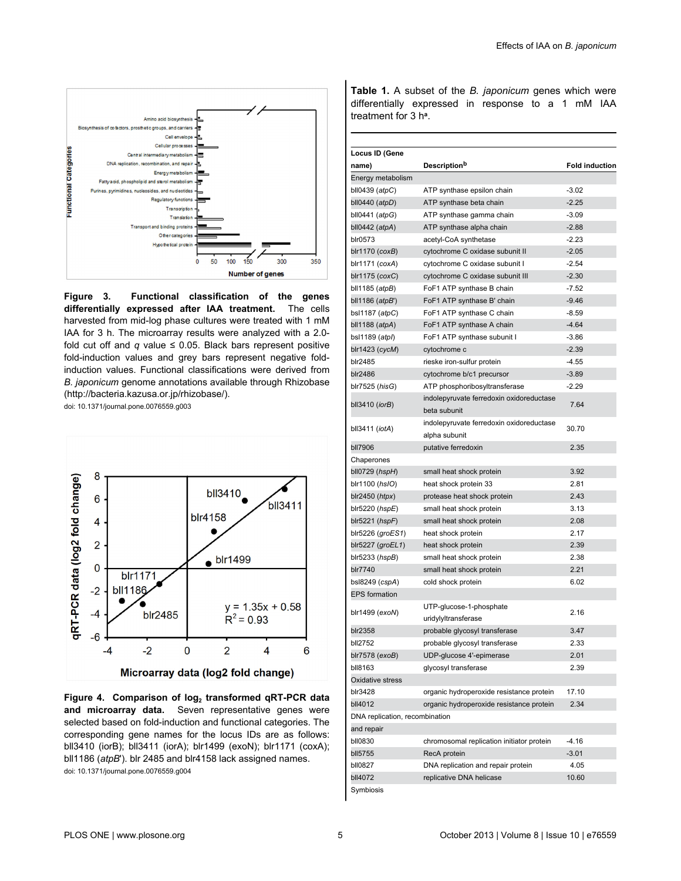**Figure 3. Functional classification of the genes differentially expressed after IAA treatment.** The cells harvested from mid-log phase cultures were treated with 1 mM IAA for 3 h. The microarray results were analyzed with a 2.0-fold cut off and *q* value ≤ 0.05. Black bars represent positive fold-induction values and grey bars represent negative fold-induction values. Functional classifications were derived from *B. japonicum* genome annotations available through Rhizobase (http://bacteria.kazusa.or.jp/rhizobase/).

doi: 10.1371/journal.pone.0076559.g003

**Figure 4. Comparison of $\log_2$ transformed qRT-PCR data and microarray data.** Seven representative genes were selected based on fold-induction and functional categories. The corresponding gene names for the locus IDs are as follows: bll3410 (iorB); bll3411 (iorA); blr1499 (exoN); blr1171 (coxA); bll1186 (*atpB*'). blr 2485 and blr4158 lack assigned names.

doi: 10.1371/journal.pone.0076559.g004

**Table 1.** A subset of the *B. japonicum* genes which were differentially expressed in response to a 1 mM IAA treatment for 3 h[a].

| Locus ID (Gene name) | Description[b] | Fold induction |
|---|---|---|
| Energy metabolism | | |
| bll0439 (*atpC*) | ATP synthase epsilon chain | -3.02 |
| bll0440 (*atpD*) | ATP synthase beta chain | -2.25 |
| bll0441 (*atpG*) | ATP synthase gamma chain | -3.09 |
| bll0442 (*atpA*) | ATP synthase alpha chain | -2.88 |
| blr0573 | acetyl-CoA synthetase | -2.23 |
| blr1170 (*coxB*) | cytochrome C oxidase subunit II | -2.05 |
| blr1171 (*coxA*) | cytochrome C oxidase subunit I | -2.54 |
| blr1175 (*coxC*) | cytochrome C oxidase subunit III | -2.30 |
| bll1185 (*atpB*) | FoF1 ATP synthase B chain | -7.52 |
| bll1186 (*atpB*') | FoF1 ATP synthase B' chain | -9.46 |
| bsl1187 (*atpC*) | FoF1 ATP synthase C chain | -8.59 |
| bll1188 (*atpA*) | FoF1 ATP synthase A chain | -4.64 |
| bsl1189 (*atpI*) | FoF1 ATP synthase subunit I | -3.86 |
| blr1423 (*cycM*) | cytochrome c | -2.39 |
| blr2485 | rieske iron-sulfur protein | -4.55 |
| blr2486 | cytochrome b/c1 precursor | -3.89 |
| blr7525 (*hisG*) | ATP phosphoribosyltransferase | -2.29 |
| bll3410 (*iorB*) | indolepyruvate ferredoxin oxidoreductase beta subunit | 7.64 |
| bll3411 (*iotA*) | indolepyruvate ferredoxin oxidoreductase alpha subunit | 30.70 |
| bll7906 | putative ferredoxin | 2.35 |
| Chaperones | | |
| bll0729 (*hspH*) | small heat shock protein | 3.92 |
| blr1100 (*hslO*) | heat shock protein 33 | 2.81 |
| blr2450 (*htpx*) | protease heat shock protein | 2.43 |
| blr5220 (*hspE*) | small heat shock protein | 3.13 |
| blr5221 (*hspF*) | small heat shock protein | 2.08 |
| blr5226 (*groES1*) | heat shock protein | 2.17 |
| blr5227 (*groEL1*) | heat shock protein | 2.39 |
| blr5233 (*hspB*) | small heat shock protein | 2.38 |
| blr7740 | small heat shock protein | 2.21 |
| bsl8249 (*cspA*) | cold shock protein | 6.02 |
| EPS formation | | |
| blr1499 (*exoN*) | UTP-glucose-1-phosphate uridylyltransferase | 2.16 |
| blr2358 | probable glycosyl transferase | 3.47 |
| bll2752 | probable glycosyl transferase | 2.33 |
| blr7578 (*exoB*) | UDP-glucose 4'-epimerase | 2.01 |
| bll8163 | glycosyl transferase | 2.39 |
| Oxidative stress | | |
| blr3428 | organic hydroperoxide resistance protein | 17.10 |
| bll4012 | organic hydroperoxide resistance protein | 2.34 |
| DNA replication, recombination and repair | | |
| bll0830 | chromosomal replication initiator protein | -4.16 |
| bll5755 | RecA protein | -3.01 |
| bll0827 | DNA replication and repair protein | 4.05 |
| bll4072 | replicative DNA helicase | 10.60 |
| Symbiosis | | |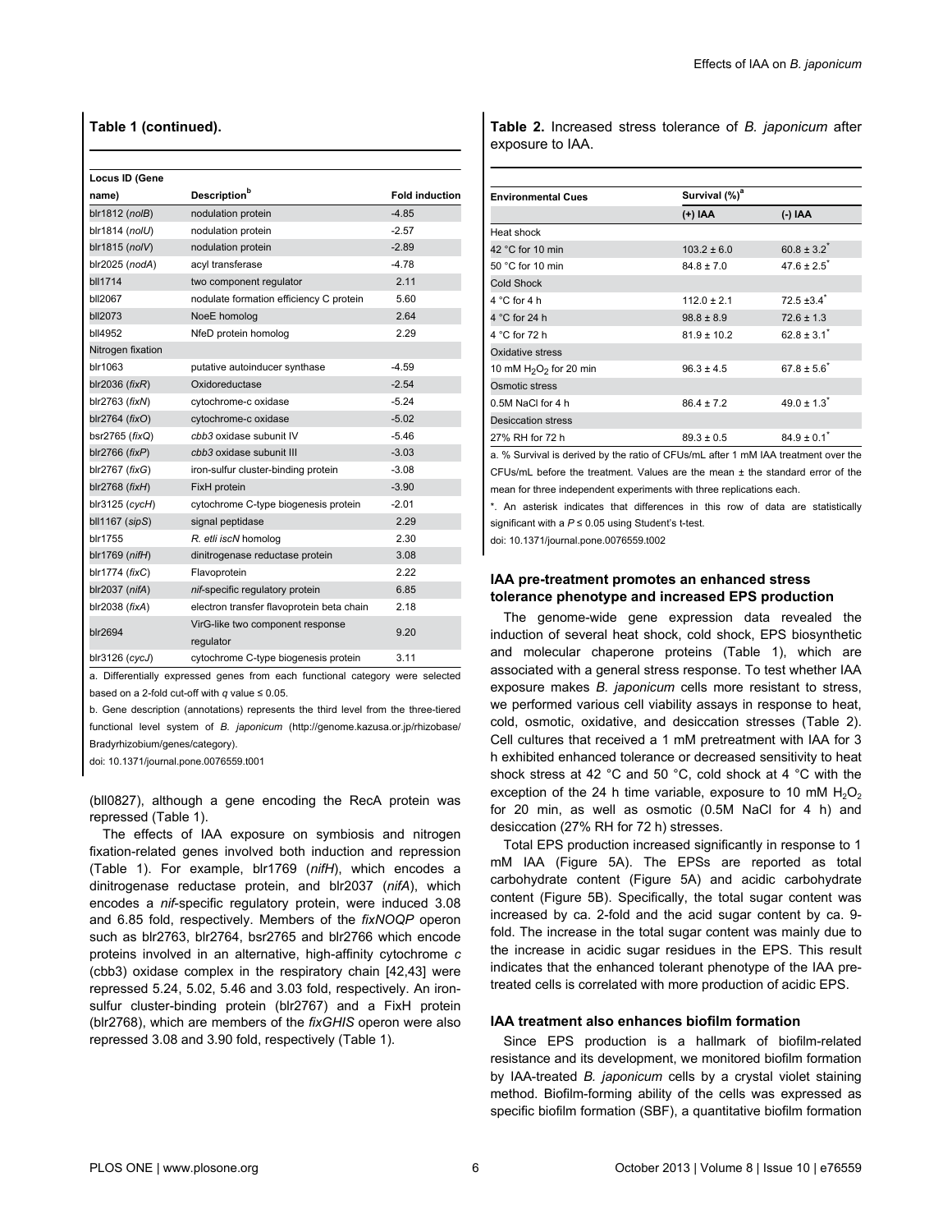**Table 1 (continued).**

| Locus ID (Gene name) | Description[b] | Fold induction |
|---|---|---|
| blr1812 (*nolB*) | nodulation protein | -4.85 |
| blr1814 (*nolU*) | nodulation protein | -2.57 |
| blr1815 (*nolV*) | nodulation protein | -2.89 |
| blr2025 (*nodA*) | acyl transferase | -4.78 |
| bll1714 | two component regulator | 2.11 |
| bll2067 | nodulate formation efficiency C protein | 5.60 |
| bll2073 | NoeE homolog | 2.64 |
| bll4952 | NfeD protein homolog | 2.29 |
| Nitrogen fixation | | |
| blr1063 | putative autoinducer synthase | -4.59 |
| blr2036 (*fixR*) | Oxidoreductase | -2.54 |
| blr2763 (*fixN*) | cytochrome-c oxidase | -5.24 |
| blr2764 (*fixO*) | cytochrome-c oxidase | -5.02 |
| bsr2765 (*fixQ*) | *cbb3* oxidase subunit IV | -5.46 |
| blr2766 (*fixP*) | *cbb3* oxidase subunit III | -3.03 |
| blr2767 (*fixG*) | iron-sulfur cluster-binding protein | -3.08 |
| blr2768 (*fixH*) | FixH protein | -3.90 |
| blr3125 (*cycH*) | cytochrome C-type biogenesis protein | -2.01 |
| bll1167 (*sipS*) | signal peptidase | 2.29 |
| blr1755 | *R. etli iscN* homolog | 2.30 |
| blr1769 (*nifH*) | dinitrogenase reductase protein | 3.08 |
| blr1774 (*fixC*) | Flavoprotein | 2.22 |
| blr2037 (*nifA*) | *nif*-specific regulatory protein | 6.85 |
| blr2038 (*fixA*) | electron transfer flavoprotein beta chain | 2.18 |
| blr2694 | VirG-like two component response regulator | 9.20 |
| blr3126 (*cycJ*) | cytochrome C-type biogenesis protein | 3.11 |

a. Differentially expressed genes from each functional category were selected based on a 2-fold cut-off with *q* value ≤ 0.05.

b. Gene description (annotations) represents the third level from the three-tiered functional level system of *B. japonicum* (http://genome.kazusa.or.jp/rhizobase/Bradyrhizobium/genes/category).

doi: 10.1371/journal.pone.0076559.t001

(bll0827), although a gene encoding the RecA protein was repressed (Table 1).

The effects of IAA exposure on symbiosis and nitrogen fixation-related genes involved both induction and repression (Table 1). For example, blr1769 (*nifH*), which encodes a dinitrogenase reductase protein, and blr2037 (*nifA*), which encodes a *nif*-specific regulatory protein, were induced 3.08 and 6.85 fold, respectively. Members of the *fixNOQP* operon such as blr2763, blr2764, bsr2765 and blr2766 which encode proteins involved in an alternative, high-affinity cytochrome *c* (cbb3) oxidase complex in the respiratory chain [42,43] were repressed 5.24, 5.02, 5.46 and 3.03 fold, respectively. An iron-sulfur cluster-binding protein (blr2767) and a FixH protein (blr2768), which are members of the *fixGHIS* operon were also repressed 3.08 and 3.90 fold, respectively (Table 1).

**Table 2.** Increased stress tolerance of *B. japonicum* after exposure to IAA.

| Environmental Cues | Survival (%)[a] | |
|---|---|---|
| | (+) IAA | (-) IAA |
| Heat shock | | |
| 42 °C for 10 min | 103.2 ± 6.0 | 60.8 ± 3.2[*] |
| 50 °C for 10 min | 84.8 ± 7.0 | 47.6 ± 2.5[*] |
| Cold Shock | | |
| 4 °C for 4 h | 112.0 ± 2.1 | 72.5 ±3.4[*] |
| 4 °C for 24 h | 98.8 ± 8.9 | 72.6 ± 1.3 |
| 4 °C for 72 h | 81.9 ± 10.2 | 62.8 ± 3.1[*] |
| Oxidative stress | | |
| 10 mM $H_2O_2$ for 20 min | 96.3 ± 4.5 | 67.8 ± 5.6[*] |
| Osmotic stress | | |
| 0.5M NaCl for 4 h | 86.4 ± 7.2 | 49.0 ± 1.3[*] |
| Desiccation stress | | |
| 27% RH for 72 h | 89.3 ± 0.5 | 84.9 ± 0.1[*] |

a. % Survival is derived by the ratio of CFUs/mL after 1 mM IAA treatment over the CFUs/mL before the treatment. Values are the mean ± the standard error of the mean for three independent experiments with three replications each.

*. An asterisk indicates that differences in this row of data are statistically significant with a $P \leq 0.05$ using Student's t-test.

doi: 10.1371/journal.pone.0076559.t002

### IAA pre-treatment promotes an enhanced stress tolerance phenotype and increased EPS production

The genome-wide gene expression data revealed the induction of several heat shock, cold shock, EPS biosynthetic and molecular chaperone proteins (Table 1), which are associated with a general stress response. To test whether IAA exposure makes *B. japonicum* cells more resistant to stress, we performed various cell viability assays in response to heat, cold, osmotic, oxidative, and desiccation stresses (Table 2). Cell cultures that received a 1 mM pretreatment with IAA for 3 h exhibited enhanced tolerance or decreased sensitivity to heat shock stress at 42 °C and 50 °C, cold shock at 4 °C with the exception of the 24 h time variable, exposure to 10 mM $H_2O_2$ for 20 min, as well as osmotic (0.5M NaCl for 4 h) and desiccation (27% RH for 72 h) stresses.

Total EPS production increased significantly in response to 1 mM IAA (Figure 5A). The EPSs are reported as total carbohydrate content (Figure 5A) and acidic carbohydrate content (Figure 5B). Specifically, the total sugar content was increased by ca. 2-fold and the acid sugar content by ca. 9-fold. The increase in the total sugar content was mainly due to the increase in acidic sugar residues in the EPS. This result indicates that the enhanced tolerant phenotype of the IAA pre-treated cells is correlated with more production of acidic EPS.

### IAA treatment also enhances biofilm formation

Since EPS production is a hallmark of biofilm-related resistance and its development, we monitored biofilm formation by IAA-treated *B. japonicum* cells by a crystal violet staining method. Biofilm-forming ability of the cells was expressed as specific biofilm formation (SBF), a quantitative biofilm formation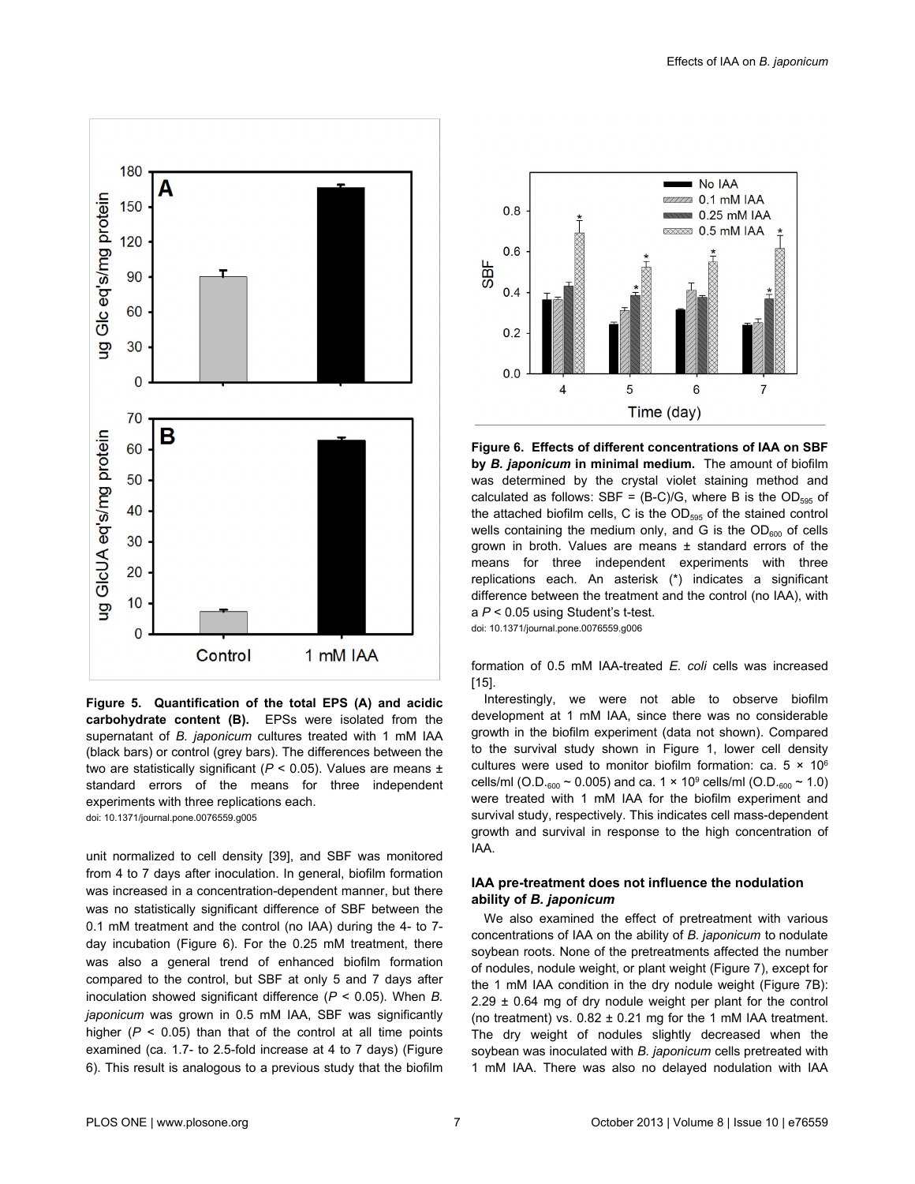**Figure 5. Quantification of the total EPS (A) and acidic carbohydrate content (B).** EPSs were isolated from the supernatant of *B. japonicum* cultures treated with 1 mM IAA (black bars) or control (grey bars). The differences between the two are statistically significant ($P < 0.05$). Values are means ± standard errors of the means for three independent experiments with three replications each.
doi: 10.1371/journal.pone.0076559.g005

unit normalized to cell density [39], and SBF was monitored from 4 to 7 days after inoculation. In general, biofilm formation was increased in a concentration-dependent manner, but there was no statistically significant difference of SBF between the 0.1 mM treatment and the control (no IAA) during the 4- to 7-day incubation (Figure 6). For the 0.25 mM treatment, there was also a general trend of enhanced biofilm formation compared to the control, but SBF at only 5 and 7 days after inoculation showed significant difference ($P < 0.05$). When *B. japonicum* was grown in 0.5 mM IAA, SBF was significantly higher ($P < 0.05$) than that of the control at all time points examined (ca. 1.7- to 2.5-fold increase at 4 to 7 days) (Figure 6). This result is analogous to a previous study that the biofilm formation of 0.5 mM IAA-treated *E. coli* cells was increased [15].

**Figure 6. Effects of different concentrations of IAA on SBF by *B. japonicum* in minimal medium.** The amount of biofilm was determined by the crystal violet staining method and calculated as follows: SBF = (B-C)/G, where B is the $OD_{595}$ of the attached biofilm cells, C is the $OD_{595}$ of the stained control wells containing the medium only, and G is the $OD_{600}$ of cells grown in broth. Values are means ± standard errors of the means for three independent experiments with three replications each. An asterisk (*) indicates a significant difference between the treatment and the control (no IAA), with a $P < 0.05$ using Student's t-test.
doi: 10.1371/journal.pone.0076559.g006

Interestingly, we were not able to observe biofilm development at 1 mM IAA, since there was no considerable growth in the biofilm experiment (data not shown). Compared to the survival study shown in Figure 1, lower cell density cultures were used to monitor biofilm formation: ca. $5 \times 10^6$ cells/ml ($O.D._{600} \sim 0.005$) and ca. $1 \times 10^9$ cells/ml ($O.D._{600} \sim 1.0$) were treated with 1 mM IAA for the biofilm experiment and survival study, respectively. This indicates cell mass-dependent growth and survival in response to the high concentration of IAA.

### IAA pre-treatment does not influence the nodulation ability of *B. japonicum*

We also examined the effect of pretreatment with various concentrations of IAA on the ability of *B. japonicum* to nodulate soybean roots. None of the pretreatments affected the number of nodules, nodule weight, or plant weight (Figure 7), except for the 1 mM IAA condition in the dry nodule weight (Figure 7B): 2.29 ± 0.64 mg of dry nodule weight per plant for the control (no treatment) vs. 0.82 ± 0.21 mg for the 1 mM IAA treatment. The dry weight of nodules slightly decreased when the soybean was inoculated with *B. japonicum* cells pretreated with 1 mM IAA. There was also no delayed nodulation with IAA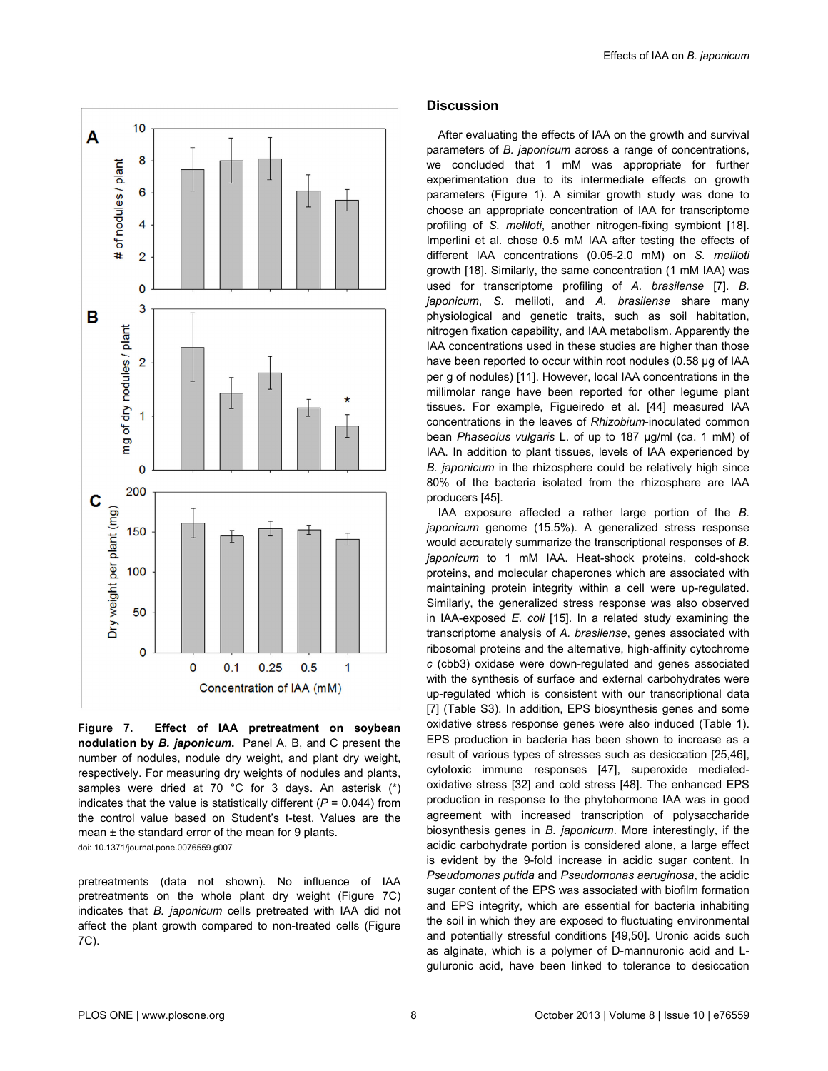**Figure 7. Effect of IAA pretreatment on soybean nodulation by *B. japonicum*.** Panel A, B, and C present the number of nodules, nodule dry weight, and plant dry weight, respectively. For measuring dry weights of nodules and plants, samples were dried at 70 °C for 3 days. An asterisk (*) indicates that the value is statistically different ($P$ = 0.044) from the control value based on Student's t-test. Values are the mean ± the standard error of the mean for 9 plants.
doi: 10.1371/journal.pone.0076559.g007

pretreatments (data not shown). No influence of IAA pretreatments on the whole plant dry weight (Figure 7C) indicates that *B. japonicum* cells pretreated with IAA did not affect the plant growth compared to non-treated cells (Figure 7C).

## Discussion

After evaluating the effects of IAA on the growth and survival parameters of *B. japonicum* across a range of concentrations, we concluded that 1 mM was appropriate for further experimentation due to its intermediate effects on growth parameters (Figure 1). A similar growth study was done to choose an appropriate concentration of IAA for transcriptome profiling of *S. meliloti*, another nitrogen-fixing symbiont [18]. Imperlini et al. chose 0.5 mM IAA after testing the effects of different IAA concentrations (0.05-2.0 mM) on *S. meliloti* growth [18]. Similarly, the same concentration (1 mM IAA) was used for transcriptome profiling of *A. brasilense* [7]. *B. japonicum*, *S.* meliloti, and *A. brasilense* share many physiological and genetic traits, such as soil habitation, nitrogen fixation capability, and IAA metabolism. Apparently the IAA concentrations used in these studies are higher than those have been reported to occur within root nodules (0.58 µg of IAA per g of nodules) [11]. However, local IAA concentrations in the millimolar range have been reported for other legume plant tissues. For example, Figueiredo et al. [44] measured IAA concentrations in the leaves of *Rhizobium*-inoculated common bean *Phaseolus vulgaris* L. of up to 187 µg/ml (ca. 1 mM) of IAA. In addition to plant tissues, levels of IAA experienced by *B. japonicum* in the rhizosphere could be relatively high since 80% of the bacteria isolated from the rhizosphere are IAA producers [45].

IAA exposure affected a rather large portion of the *B. japonicum* genome (15.5%). A generalized stress response would accurately summarize the transcriptional responses of *B. japonicum* to 1 mM IAA. Heat-shock proteins, cold-shock proteins, and molecular chaperones which are associated with maintaining protein integrity within a cell were up-regulated. Similarly, the generalized stress response was also observed in IAA-exposed *E. coli* [15]. In a related study examining the transcriptome analysis of *A. brasilense*, genes associated with ribosomal proteins and the alternative, high-affinity cytochrome *c* (cbb3) oxidase were down-regulated and genes associated with the synthesis of surface and external carbohydrates were up-regulated which is consistent with our transcriptional data [7] (Table S3). In addition, EPS biosynthesis genes and some oxidative stress response genes were also induced (Table 1). EPS production in bacteria has been shown to increase as a result of various types of stresses such as desiccation [25,46], cytotoxic immune responses [47], superoxide mediated-oxidative stress [32] and cold stress [48]. The enhanced EPS production in response to the phytohormone IAA was in good agreement with increased transcription of polysaccharide biosynthesis genes in *B. japonicum*. More interestingly, if the acidic carbohydrate portion is considered alone, a large effect is evident by the 9-fold increase in acidic sugar content. In *Pseudomonas putida* and *Pseudomonas aeruginosa*, the acidic sugar content of the EPS was associated with biofilm formation and EPS integrity, which are essential for bacteria inhabiting the soil in which they are exposed to fluctuating environmental and potentially stressful conditions [49,50]. Uronic acids such as alginate, which is a polymer of D-mannuronic acid and L-guluronic acid, have been linked to tolerance to desiccation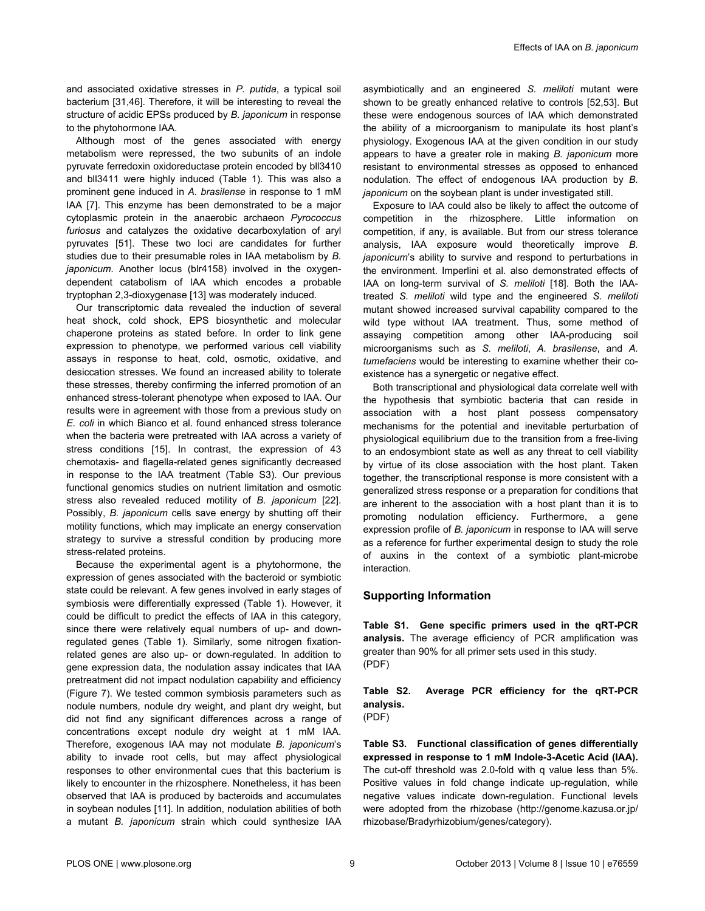and associated oxidative stresses in *P. putida*, a typical soil bacterium [31,46]. Therefore, it will be interesting to reveal the structure of acidic EPSs produced by *B. japonicum* in response to the phytohormone IAA.

Although most of the genes associated with energy metabolism were repressed, the two subunits of an indole pyruvate ferredoxin oxidoreductase protein encoded by bll3410 and bll3411 were highly induced (Table 1). This was also a prominent gene induced in *A. brasilense* in response to 1 mM IAA [7]. This enzyme has been demonstrated to be a major cytoplasmic protein in the anaerobic archaeon *Pyrococcus furiosus* and catalyzes the oxidative decarboxylation of aryl pyruvates [51]. These two loci are candidates for further studies due to their presumable roles in IAA metabolism by *B. japonicum*. Another locus (blr4158) involved in the oxygen-dependent catabolism of IAA which encodes a probable tryptophan 2,3-dioxygenase [13] was moderately induced.

Our transcriptomic data revealed the induction of several heat shock, cold shock, EPS biosynthetic and molecular chaperone proteins as stated before. In order to link gene expression to phenotype, we performed various cell viability assays in response to heat, cold, osmotic, oxidative, and desiccation stresses. We found an increased ability to tolerate these stresses, thereby confirming the inferred promotion of an enhanced stress-tolerant phenotype when exposed to IAA. Our results were in agreement with those from a previous study on *E. coli* in which Bianco et al. found enhanced stress tolerance when the bacteria were pretreated with IAA across a variety of stress conditions [15]. In contrast, the expression of 43 chemotaxis- and flagella-related genes significantly decreased in response to the IAA treatment (Table S3). Our previous functional genomics studies on nutrient limitation and osmotic stress also revealed reduced motility of *B. japonicum* [22]. Possibly, *B. japonicum* cells save energy by shutting off their motility functions, which may implicate an energy conservation strategy to survive a stressful condition by producing more stress-related proteins.

Because the experimental agent is a phytohormone, the expression of genes associated with the bacteroid or symbiotic state could be relevant. A few genes involved in early stages of symbiosis were differentially expressed (Table 1). However, it could be difficult to predict the effects of IAA in this category, since there were relatively equal numbers of up- and down-regulated genes (Table 1). Similarly, some nitrogen fixation-related genes are also up- or down-regulated. In addition to gene expression data, the nodulation assay indicates that IAA pretreatment did not impact nodulation capability and efficiency (Figure 7). We tested common symbiosis parameters such as nodule numbers, nodule dry weight, and plant dry weight, but did not find any significant differences across a range of concentrations except nodule dry weight at 1 mM IAA. Therefore, exogenous IAA may not modulate *B. japonicum*'s ability to invade root cells, but may affect physiological responses to other environmental cues that this bacterium is likely to encounter in the rhizosphere. Nonetheless, it has been observed that IAA is produced by bacteroids and accumulates in soybean nodules [11]. In addition, nodulation abilities of both a mutant *B. japonicum* strain which could synthesize IAA asymbiotically and an engineered *S. meliloti* mutant were shown to be greatly enhanced relative to controls [52,53]. But these were endogenous sources of IAA which demonstrated the ability of a microorganism to manipulate its host plant's physiology. Exogenous IAA at the given condition in our study appears to have a greater role in making *B. japonicum* more resistant to environmental stresses as opposed to enhanced nodulation. The effect of endogenous IAA production by *B. japonicum* on the soybean plant is under investigated still.

Exposure to IAA could also be likely to affect the outcome of competition in the rhizosphere. Little information on competition, if any, is available. But from our stress tolerance analysis, IAA exposure would theoretically improve *B. japonicum*'s ability to survive and respond to perturbations in the environment. Imperlini et al. also demonstrated effects of IAA on long-term survival of *S. meliloti* [18]. Both the IAA-treated *S. meliloti* wild type and the engineered *S. meliloti* mutant showed increased survival capability compared to the wild type without IAA treatment. Thus, some method of assaying competition among other IAA-producing soil microorganisms such as *S. meliloti*, *A. brasilense*, and *A. tumefaciens* would be interesting to examine whether their co-existence has a synergetic or negative effect.

Both transcriptional and physiological data correlate well with the hypothesis that symbiotic bacteria that can reside in association with a host plant possess compensatory mechanisms for the potential and inevitable perturbation of physiological equilibrium due to the transition from a free-living to an endosymbiont state as well as any threat to cell viability by virtue of its close association with the host plant. Taken together, the transcriptional response is more consistent with a generalized stress response or a preparation for conditions that are inherent to the association with a host plant than it is to promoting nodulation efficiency. Furthermore, a gene expression profile of *B. japonicum* in response to IAA will serve as a reference for further experimental design to study the role of auxins in the context of a symbiotic plant-microbe interaction.

## Supporting Information

**Table S1. Gene specific primers used in the qRT-PCR analysis.** The average efficiency of PCR amplification was greater than 90% for all primer sets used in this study.
(PDF)

**Table S2. Average PCR efficiency for the qRT-PCR analysis.**
(PDF)

**Table S3. Functional classification of genes differentially expressed in response to 1 mM Indole-3-Acetic Acid (IAA).** The cut-off threshold was 2.0-fold with q value less than 5%. Positive values in fold change indicate up-regulation, while negative values indicate down-regulation. Functional levels were adopted from the rhizobase (http://genome.kazusa.or.jp/rhizobase/Bradyrhizobium/genes/category).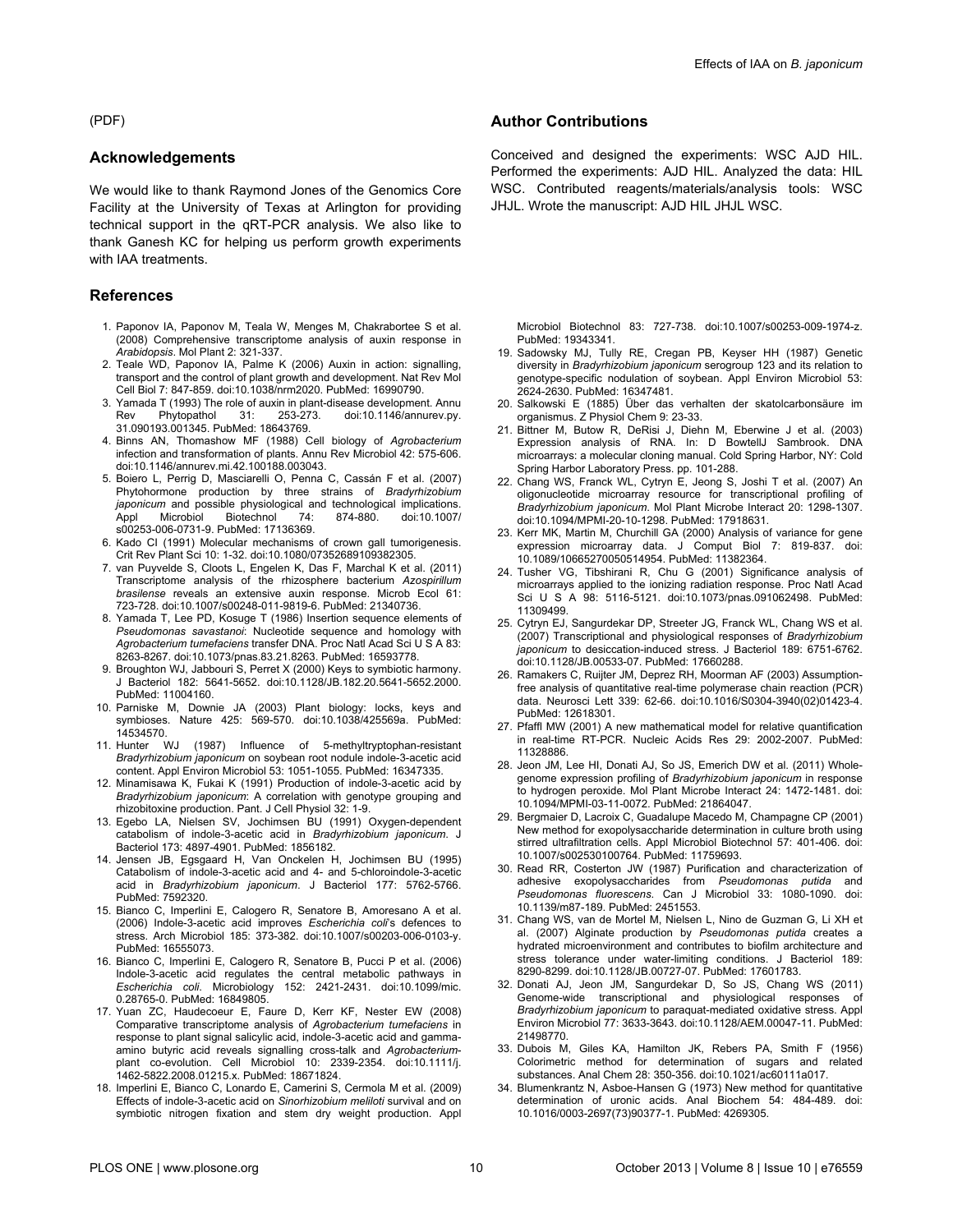(PDF)

## Acknowledgements

We would like to thank Raymond Jones of the Genomics Core Facility at the University of Texas at Arlington for providing technical support in the qRT-PCR analysis. We also like to thank Ganesh KC for helping us perform growth experiments with IAA treatments.

## Author Contributions

Conceived and designed the experiments: WSC AJD HIL. Performed the experiments: AJD HIL. Analyzed the data: HIL WSC. Contributed reagents/materials/analysis tools: WSC JHJL. Wrote the manuscript: AJD HIL JHJL WSC.

## References

1. Paponov IA, Paponov M, Teala W, Menges M, Chakrabortee S et al. (2008) Comprehensive transcriptome analysis of auxin response in *Arabidopsis*. Mol Plant 2: 321-337.
2. Teale WD, Paponov IA, Palme K (2006) Auxin in action: signalling, transport and the control of plant growth and development. Nat Rev Mol Cell Biol 7: 847-859. doi:10.1038/nrm2020. PubMed: 16990790.
3. Yamada T (1993) The role of auxin in plant-disease development. Annu Rev Phytopathol 31: 253-273. doi:10.1146/annurev.py.31.090193.001345. PubMed: 18643769.
4. Binns AN, Thomashow MF (1988) Cell biology of *Agrobacterium* infection and transformation of plants. Annu Rev Microbiol 42: 575-606. doi:10.1146/annurev.mi.42.100188.003043.
5. Boiero L, Perrig D, Masciarelli O, Penna C, Cassán F et al. (2007) Phytohormone production by three strains of *Bradyrhizobium japonicum* and possible physiological and technological implications. Appl Microbiol Biotechnol 74: 874-880. doi:10.1007/s00253-006-0731-9. PubMed: 17136369.
6. Kado CI (1991) Molecular mechanisms of crown gall tumorigenesis. Crit Rev Plant Sci 10: 1-32. doi:10.1080/07352689109382305.
7. van Puyvelde S, Cloots L, Engelen K, Das F, Marchal K et al. (2011) Transcriptome analysis of the rhizosphere bacterium *Azospirillum brasilense* reveals an extensive auxin response. Microb Ecol 61: 723-728. doi:10.1007/s00248-011-9819-6. PubMed: 21340736.
8. Yamada T, Lee PD, Kosuge T (1986) Insertion sequence elements of *Pseudomonas savastanoi*: Nucleotide sequence and homology with *Agrobacterium tumefaciens* transfer DNA. Proc Natl Acad Sci U S A 83: 8263-8267. doi:10.1073/pnas.83.21.8263. PubMed: 16593778.
9. Broughton WJ, Jabbouri S, Perret X (2000) Keys to symbiotic harmony. J Bacteriol 182: 5641-5652. doi:10.1128/JB.182.20.5641-5652.2000. PubMed: 11004160.
10. Parniske M, Downie JA (2003) Plant biology: locks, keys and symbioses. Nature 425: 569-570. doi:10.1038/425569a. PubMed: 14534570.
11. Hunter WJ (1987) Influence of 5-methyltryptophan-resistant *Bradyrhizobium japonicum* on soybean root nodule indole-3-acetic acid content. Appl Environ Microbiol 53: 1051-1055. PubMed: 16347335.
12. Minamisawa K, Fukai K (1991) Production of indole-3-acetic acid by *Bradyrhizobium japonicum*: A correlation with genotype grouping and rhizobitoxine production. Pant. J Cell Physiol 32: 1-9.
13. Egebo LA, Nielsen SV, Jochimsen BU (1991) Oxygen-dependent catabolism of indole-3-acetic acid in *Bradyrhizobium japonicum*. J Bacteriol 173: 4897-4901. PubMed: 1856182.
14. Jensen JB, Egsgaard H, Van Onckelen H, Jochimsen BU (1995) Catabolism of indole-3-acetic acid and 4- and 5-chloroindole-3-acetic acid in *Bradyrhizobium japonicum*. J Bacteriol 177: 5762-5766. PubMed: 7592320.
15. Bianco C, Imperlini E, Calogero R, Senatore B, Amoresano A et al. (2006) Indole-3-acetic acid improves *Escherichia coli*'s defences to stress. Arch Microbiol 185: 373-382. doi:10.1007/s00203-006-0103-y. PubMed: 16555073.
16. Bianco C, Imperlini E, Calogero R, Senatore B, Pucci P et al. (2006) Indole-3-acetic acid regulates the central metabolic pathways in *Escherichia coli*. Microbiology 152: 2421-2431. doi:10.1099/mic.0.28765-0. PubMed: 16849805.
17. Yuan ZC, Haudecoeur E, Faure D, Kerr KF, Nester EW (2008) Comparative transcriptome analysis of *Agrobacterium tumefaciens* in response to plant signal salicylic acid, indole-3-acetic acid and gamma-amino butyric acid reveals signalling cross-talk and *Agrobacterium*-plant co-evolution. Cell Microbiol 10: 2339-2354. doi:10.1111/j.1462-5822.2008.01215.x. PubMed: 18671824.
18. Imperlini E, Bianco C, Lonardo E, Camerini S, Cermola M et al. (2009) Effects of indole-3-acetic acid on *Sinorhizobium meliloti* survival and on symbiotic nitrogen fixation and stem dry weight production. Appl Microbiol Biotechnol 83: 727-738. doi:10.1007/s00253-009-1974-z. PubMed: 19343341.
19. Sadowsky MJ, Tully RE, Cregan PB, Keyser HH (1987) Genetic diversity in *Bradyrhizobium japonicum* serogroup 123 and its relation to genotype-specific nodulation of soybean. Appl Environ Microbiol 53: 2624-2630. PubMed: 16347481.
20. Salkowski E (1885) Über das verhalten der skatolcarbonsäure im organismus. Z Physiol Chem 9: 23-33.
21. Bittner M, Butow R, DeRisi J, Diehn M, Eberwine J et al. (2003) Expression analysis of RNA. In: D BowtellJ Sambrook. DNA microarrays: a molecular cloning manual. Cold Spring Harbor, NY: Cold Spring Harbor Laboratory Press. pp. 101-288.
22. Chang WS, Franck WL, Cytryn E, Jeong S, Joshi T et al. (2007) An oligonucleotide microarray resource for transcriptional profiling of *Bradyrhizobium japonicum*. Mol Plant Microbe Interact 20: 1298-1307. doi:10.1094/MPMI-20-10-1298. PubMed: 17918631.
23. Kerr MK, Martin M, Churchill GA (2000) Analysis of variance for gene expression microarray data. J Comput Biol 7: 819-837. doi:10.1089/10665270050514954. PubMed: 11382364.
24. Tusher VG, Tibshirani R, Chu G (2001) Significance analysis of microarrays applied to the ionizing radiation response. Proc Natl Acad Sci U S A 98: 5116-5121. doi:10.1073/pnas.091062498. PubMed: 11309499.
25. Cytryn EJ, Sangurdekar DP, Streeter JG, Franck WL, Chang WS et al. (2007) Transcriptional and physiological responses of *Bradyrhizobium japonicum* to desiccation-induced stress. J Bacteriol 189: 6751-6762. doi:10.1128/JB.00533-07. PubMed: 17660288.
26. Ramakers C, Ruijter JM, Deprez RH, Moorman AF (2003) Assumption-free analysis of quantitative real-time polymerase chain reaction (PCR) data. Neurosci Lett 339: 62-66. doi:10.1016/S0304-3940(02)01423-4. PubMed: 12618301.
27. Pfaffl MW (2001) A new mathematical model for relative quantification in real-time RT-PCR. Nucleic Acids Res 29: 2002-2007. PubMed: 11328886.
28. Jeon JM, Lee HI, Donati AJ, So JS, Emerich DW et al. (2011) Whole-genome expression profiling of *Bradyrhizobium japonicum* in response to hydrogen peroxide. Mol Plant Microbe Interact 24: 1472-1481. doi:10.1094/MPMI-03-11-0072. PubMed: 21864047.
29. Bergmaier D, Lacroix C, Guadalupe Macedo M, Champagne CP (2001) New method for exopolysaccharide determination in culture broth using stirred ultrafiltration cells. Appl Microbiol Biotechnol 57: 401-406. doi:10.1007/s002530100764. PubMed: 11759693.
30. Read RR, Costerton JW (1987) Purification and characterization of adhesive exopolysaccharides from *Pseudomonas putida* and *Pseudomonas fluorescens*. Can J Microbiol 33: 1080-1090. doi:10.1139/m87-189. PubMed: 2451553.
31. Chang WS, van de Mortel M, Nielsen L, Nino de Guzman G, Li XH et al. (2007) Alginate production by *Pseudomonas putida* creates a hydrated microenvironment and contributes to biofilm architecture and stress tolerance under water-limiting conditions. J Bacteriol 189: 8290-8299. doi:10.1128/JB.00727-07. PubMed: 17601783.
32. Donati AJ, Jeon JM, Sangurdekar D, So JS, Chang WS (2011) Genome-wide transcriptional and physiological responses of *Bradyrhizobium japonicum* to paraquat-mediated oxidative stress. Appl Environ Microbiol 77: 3633-3643. doi:10.1128/AEM.00047-11. PubMed: 21498770.
33. Dubois M, Giles KA, Hamilton JK, Rebers PA, Smith F (1956) Colorimetric method for determination of sugars and related substances. Anal Chem 28: 350-356. doi:10.1021/ac60111a017.
34. Blumenkrantz N, Asboe-Hansen G (1973) New method for quantitative determination of uronic acids. Anal Biochem 54: 484-489. doi:10.1016/0003-2697(73)90377-1. PubMed: 4269305.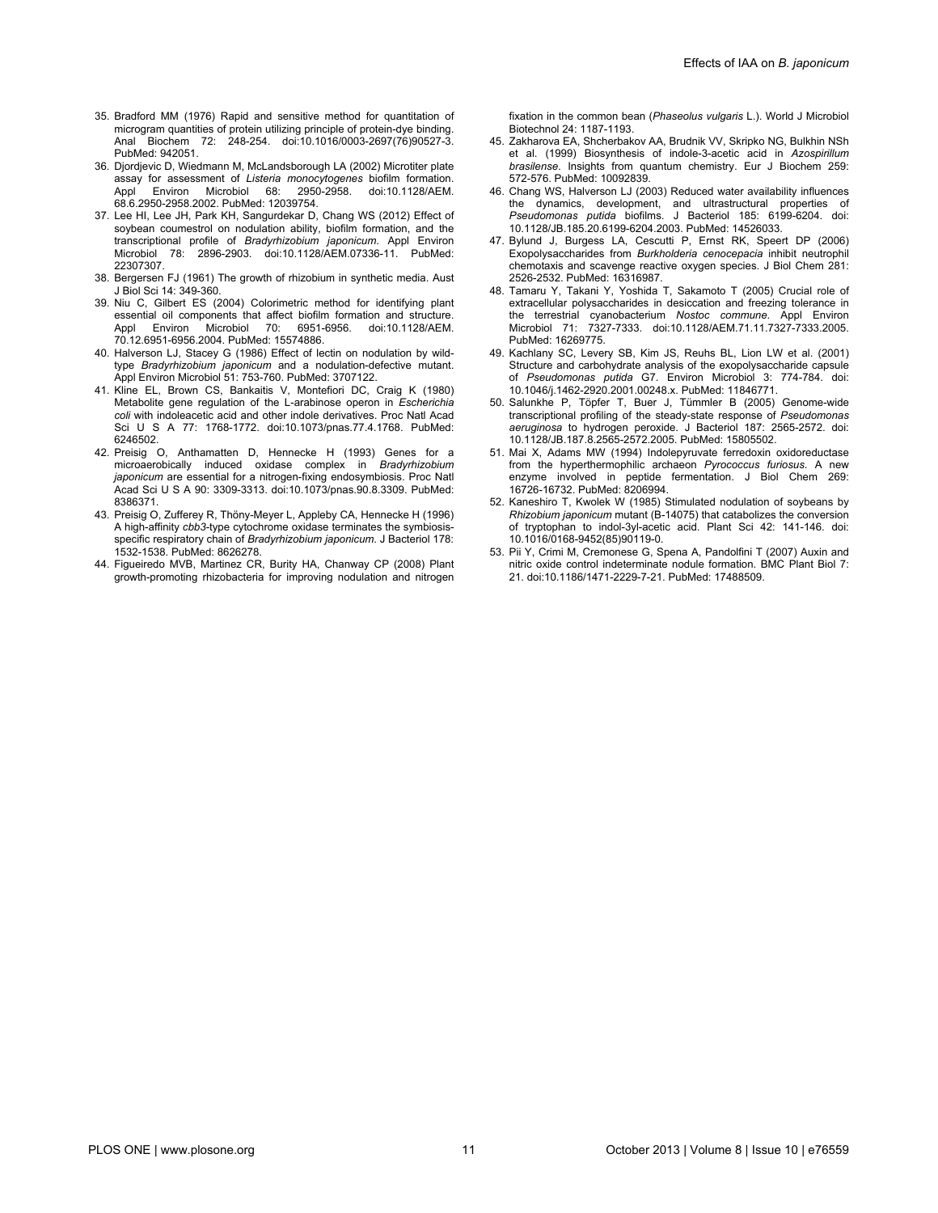35. Bradford MM (1976) Rapid and sensitive method for quantitation of microgram quantities of protein utilizing principle of protein-dye binding. Anal Biochem 72: 248-254. doi:10.1016/0003-2697(76)90527-3. PubMed: 942051.
36. Djordjevic D, Wiedmann M, McLandsborough LA (2002) Microtiter plate assay for assessment of *Listeria monocytogenes* biofilm formation. Appl Environ Microbiol 68: 2950-2958. doi:10.1128/AEM.68.6.2950-2958.2002. PubMed: 12039754.
37. Lee HI, Lee JH, Park KH, Sangurdekar D, Chang WS (2012) Effect of soybean coumestrol on nodulation ability, biofilm formation, and the transcriptional profile of *Bradyrhizobium japonicum*. Appl Environ Microbiol 78: 2896-2903. doi:10.1128/AEM.07336-11. PubMed: 22307307.
38. Bergersen FJ (1961) The growth of rhizobium in synthetic media. Aust J Biol Sci 14: 349-360.
39. Niu C, Gilbert ES (2004) Colorimetric method for identifying plant essential oil components that affect biofilm formation and structure. Appl Environ Microbiol 70: 6951-6956. doi:10.1128/AEM.70.12.6951-6956.2004. PubMed: 15574886.
40. Halverson LJ, Stacey G (1986) Effect of lectin on nodulation by wild-type *Bradyrhizobium japonicum* and a nodulation-defective mutant. Appl Environ Microbiol 51: 753-760. PubMed: 3707122.
41. Kline EL, Brown CS, Bankaitis V, Montefiori DC, Craig K (1980) Metabolite gene regulation of the L-arabinose operon in *Escherichia coli* with indoleacetic acid and other indole derivatives. Proc Natl Acad Sci U S A 77: 1768-1772. doi:10.1073/pnas.77.4.1768. PubMed: 6246502.
42. Preisig O, Anthamatten D, Hennecke H (1993) Genes for a microaerobically induced oxidase complex in *Bradyrhizobium japonicum* are essential for a nitrogen-fixing endosymbiosis. Proc Natl Acad Sci U S A 90: 3309-3313. doi:10.1073/pnas.90.8.3309. PubMed: 8386371.
43. Preisig O, Zufferey R, Thöny-Meyer L, Appleby CA, Hennecke H (1996) A high-affinity *cbb3*-type cytochrome oxidase terminates the symbiosis-specific respiratory chain of *Bradyrhizobium japonicum*. J Bacteriol 178: 1532-1538. PubMed: 8626278.
44. Figueiredo MVB, Martinez CR, Burity HA, Chanway CP (2008) Plant growth-promoting rhizobacteria for improving nodulation and nitrogen fixation in the common bean (*Phaseolus vulgaris* L.). World J Microbiol Biotechnol 24: 1187-1193.
45. Zakharova EA, Shcherbakov AA, Brudnik VV, Skripko NG, Bulkhin NSh et al. (1999) Biosynthesis of indole-3-acetic acid in *Azospirillum brasilense*. Insights from quantum chemistry. Eur J Biochem 259: 572-576. PubMed: 10092839.
46. Chang WS, Halverson LJ (2003) Reduced water availability influences the dynamics, development, and ultrastructural properties of *Pseudomonas putida* biofilms. J Bacteriol 185: 6199-6204. doi:10.1128/JB.185.20.6199-6204.2003. PubMed: 14526033.
47. Bylund J, Burgess LA, Cescutti P, Ernst RK, Speert DP (2006) Exopolysaccharides from *Burkholderia cenocepacia* inhibit neutrophil chemotaxis and scavenge reactive oxygen species. J Biol Chem 281: 2526-2532. PubMed: 16316987.
48. Tamaru Y, Takani Y, Yoshida T, Sakamoto T (2005) Crucial role of extracellular polysaccharides in desiccation and freezing tolerance in the terrestrial cyanobacterium *Nostoc commune*. Appl Environ Microbiol 71: 7327-7333. doi:10.1128/AEM.71.11.7327-7333.2005. PubMed: 16269775.
49. Kachlany SC, Levery SB, Kim JS, Reuhs BL, Lion LW et al. (2001) Structure and carbohydrate analysis of the exopolysaccharide capsule of *Pseudomonas putida* G7. Environ Microbiol 3: 774-784. doi:10.1046/j.1462-2920.2001.00248.x. PubMed: 11846771.
50. Salunkhe P, Töpfer T, Buer J, Tümmler B (2005) Genome-wide transcriptional profiling of the steady-state response of *Pseudomonas aeruginosa* to hydrogen peroxide. J Bacteriol 187: 2565-2572. doi:10.1128/JB.187.8.2565-2572.2005. PubMed: 15805502.
51. Mai X, Adams MW (1994) Indolepyruvate ferredoxin oxidoreductase from the hyperthermophilic archaeon *Pyrococcus furiosus*. A new enzyme involved in peptide fermentation. J Biol Chem 269: 16726-16732. PubMed: 8206994.
52. Kaneshiro T, Kwolek W (1985) Stimulated nodulation of soybeans by *Rhizobium japonicum* mutant (B-14075) that catabolizes the conversion of tryptophan to indol-3yl-acetic acid. Plant Sci 42: 141-146. doi:10.1016/0168-9452(85)90119-0.
53. Pii Y, Crimi M, Cremonese G, Spena A, Pandolfini T (2007) Auxin and nitric oxide control indeterminate nodule formation. BMC Plant Biol 7: 21. doi:10.1186/1471-2229-7-21. PubMed: 17488509.